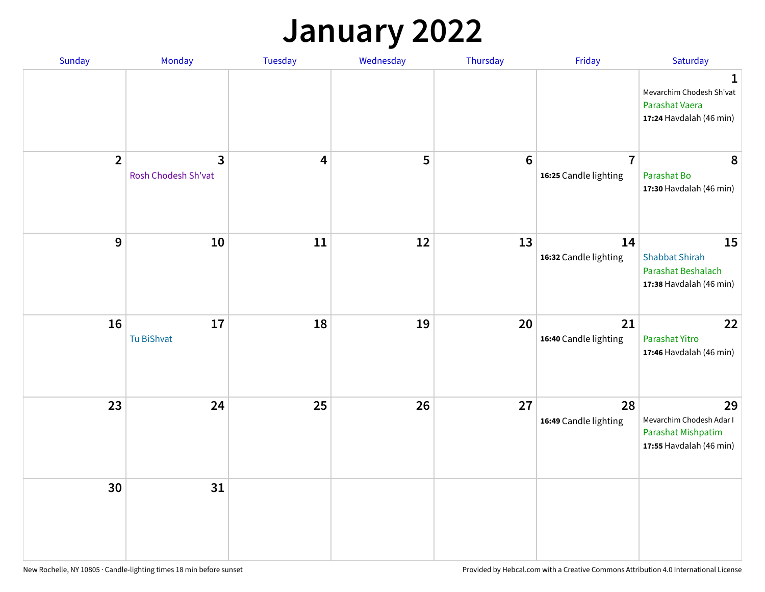# January 2022

| Sunday | Monday | Tuesday | Wednesday | Thursday | Friday | Saturday |
|---|---|---|---|---|---|---|
| | | | | | | 1<br>Mevarchim Chodesh Sh'vat<br>Parashat Vaera<br>**17:24** Havdalah (46 min) |
| 2 | 3<br>Rosh Chodesh Sh'vat | 4 | 5 | 6 | 7<br>**16:25** Candle lighting | 8<br>Parashat Bo<br>**17:30** Havdalah (46 min) |
| 9 | 10 | 11 | 12 | 13 | 14<br>**16:32** Candle lighting | 15<br>Shabbat Shirah<br>Parashat Beshalach<br>**17:38** Havdalah (46 min) |
| 16 | 17<br>Tu BiShvat | 18 | 19 | 20 | 21<br>**16:40** Candle lighting | 22<br>Parashat Yitro<br>**17:46** Havdalah (46 min) |
| 23 | 24 | 25 | 26 | 27 | 28<br>**16:49** Candle lighting | 29<br>Mevarchim Chodesh Adar I<br>Parashat Mishpatim<br>**17:55** Havdalah (46 min) |
| 30 | 31 | | | | | |

New Rochelle, NY 10805 · Candle-lighting times 18 min before sunset

Provided by Hebcal.com with a Creative Commons Attribution 4.0 International License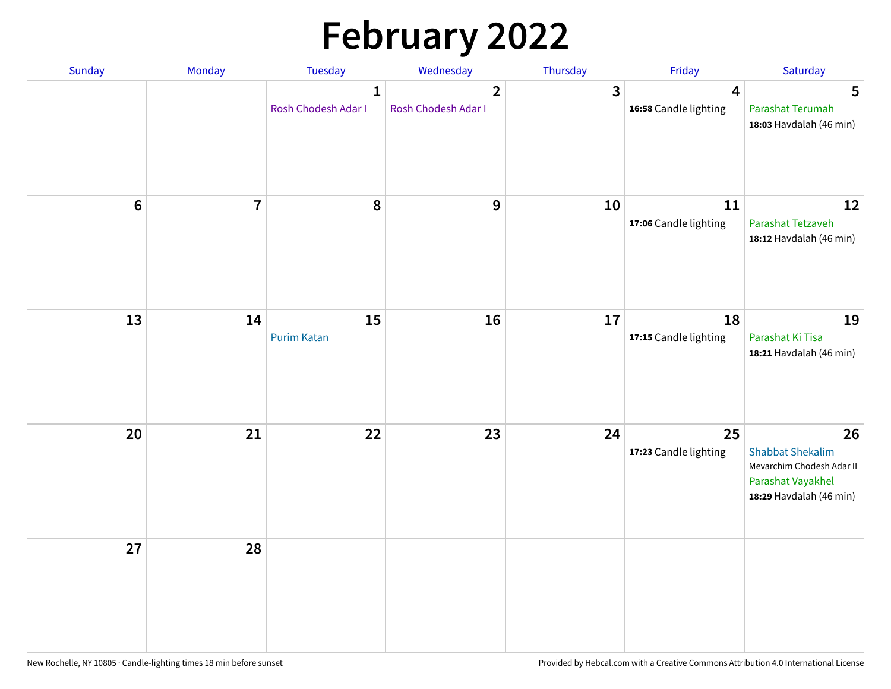# February 2022

| Sunday | Monday | Tuesday | Wednesday | Thursday | Friday | Saturday |
|---|---|---|---|---|---|---|
| | | 1 Rosh Chodesh Adar I | 2 Rosh Chodesh Adar I | 3 | 4 **16:58** Candle lighting | 5 Parashat Terumah **18:03** Havdalah (46 min) |
| 6 | 7 | 8 | 9 | 10 | 11 **17:06** Candle lighting | 12 Parashat Tetzaveh **18:12** Havdalah (46 min) |
| 13 | 14 | 15 Purim Katan | 16 | 17 | 18 **17:15** Candle lighting | 19 Parashat Ki Tisa **18:21** Havdalah (46 min) |
| 20 | 21 | 22 | 23 | 24 | 25 **17:23** Candle lighting | 26 Shabbat Shekalim Mevarchim Chodesh Adar II Parashat Vayakhel **18:29** Havdalah (46 min) |
| 27 | 28 | | | | | |

New Rochelle, NY 10805 · Candle-lighting times 18 min before sunset

Provided by Hebcal.com with a Creative Commons Attribution 4.0 International License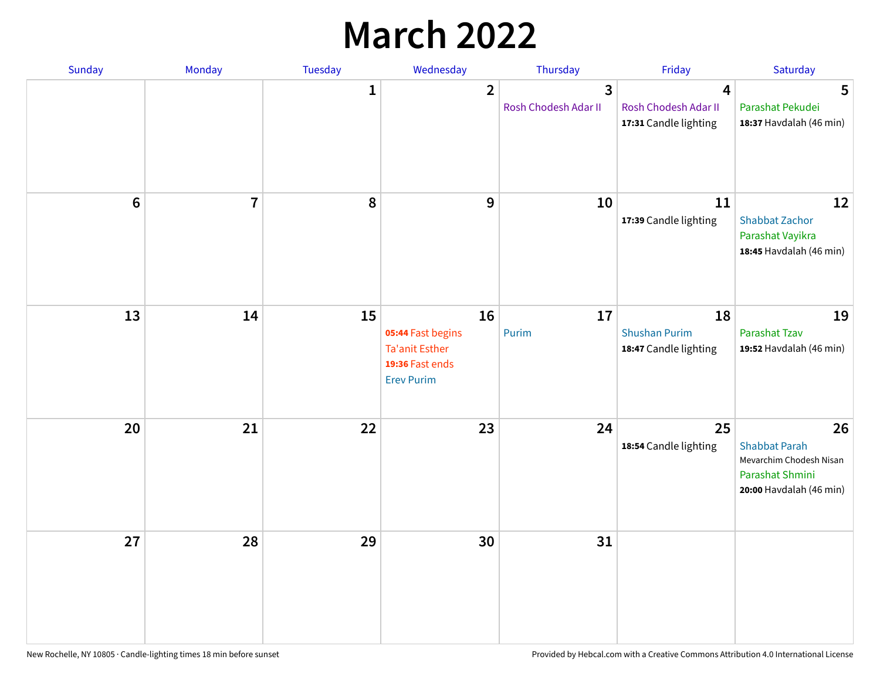# March 2022

| Sunday | Monday | Tuesday | Wednesday | Thursday | Friday | Saturday |
|---|---|---|---|---|---|---|
| | | 1 | 2 | 3<br>Rosh Chodesh Adar II | 4<br>Rosh Chodesh Adar II<br>**17:31** Candle lighting | 5<br>Parashat Pekudei<br>**18:37** Havdalah (46 min) |
| 6 | 7 | 8 | 9 | 10 | 11<br>**17:39** Candle lighting | 12<br>Shabbat Zachor<br>Parashat Vayikra<br>**18:45** Havdalah (46 min) |
| 13 | 14 | 15 | 16<br>**05:44** Fast begins<br>Ta'anit Esther<br>**19:36** Fast ends<br>Erev Purim | 17<br>Purim | 18<br>Shushan Purim<br>**18:47** Candle lighting | 19<br>Parashat Tzav<br>**19:52** Havdalah (46 min) |
| 20 | 21 | 22 | 23 | 24 | 25<br>**18:54** Candle lighting | 26<br>Shabbat Parah<br>Mevarchim Chodesh Nisan<br>Parashat Shmini<br>**20:00** Havdalah (46 min) |
| 27 | 28 | 29 | 30 | 31 | | |

New Rochelle, NY 10805 · Candle-lighting times 18 min before sunset

Provided by Hebcal.com with a Creative Commons Attribution 4.0 International License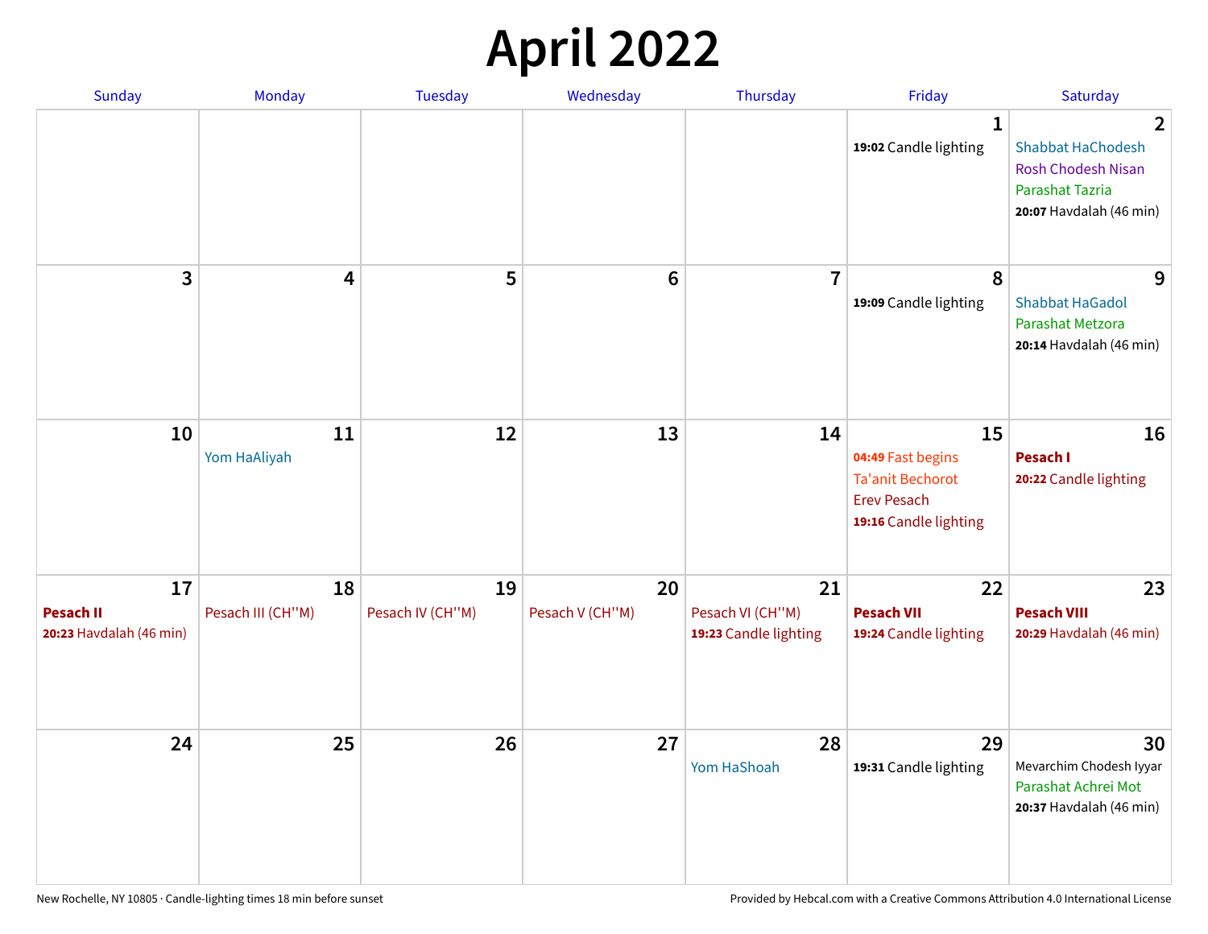# April 2022

| Sunday | Monday | Tuesday | Wednesday | Thursday | Friday | Saturday |
|---|---|---|---|---|---|---|
| | | | | | **1**<br>**19:02** Candle lighting | **2**<br>Shabbat HaChodesh<br>Rosh Chodesh Nisan<br>Parashat Tazria<br>**20:07** Havdalah (46 min) |
| **3** | **4** | **5** | **6** | **7** | **8**<br>**19:09** Candle lighting | **9**<br>Shabbat HaGadol<br>Parashat Metzora<br>**20:14** Havdalah (46 min) |
| **10** | **11**<br>Yom HaAliyah | **12** | **13** | **14** | **15**<br>**04:49** Fast begins<br>Ta'anit Bechorot<br>Erev Pesach<br>**19:16** Candle lighting | **16**<br>**Pesach I**<br>**20:22** Candle lighting |
| **17**<br>**Pesach II**<br>**20:23** Havdalah (46 min) | **18**<br>Pesach III (CH''M) | **19**<br>Pesach IV (CH''M) | **20**<br>Pesach V (CH''M) | **21**<br>Pesach VI (CH''M)<br>**19:23** Candle lighting | **22**<br>**Pesach VII**<br>**19:24** Candle lighting | **23**<br>**Pesach VIII**<br>**20:29** Havdalah (46 min) |
| **24** | **25** | **26** | **27** | **28**<br>Yom HaShoah | **29**<br>**19:31** Candle lighting | **30**<br>Mevarchim Chodesh Iyyar<br>Parashat Achrei Mot<br>**20:37** Havdalah (46 min) |

New Rochelle, NY 10805 · Candle-lighting times 18 min before sunset

Provided by Hebcal.com with a Creative Commons Attribution 4.0 International License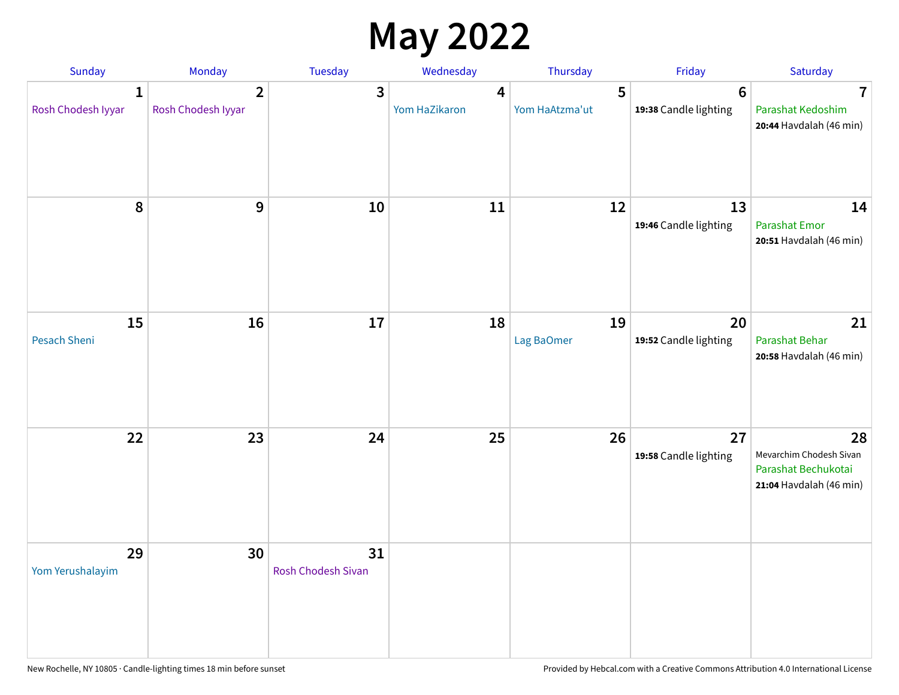# May 2022

| Sunday | Monday | Tuesday | Wednesday | Thursday | Friday | Saturday |
|---|---|---|---|---|---|---|
| **1** Rosh Chodesh Iyyar | **2** Rosh Chodesh Iyyar | **3** | **4** Yom HaZikaron | **5** Yom HaAtzma'ut | **6** **19:38** Candle lighting | **7** Parashat Kedoshim **20:44** Havdalah (46 min) |
| **8** | **9** | **10** | **11** | **12** | **13** **19:46** Candle lighting | **14** Parashat Emor **20:51** Havdalah (46 min) |
| **15** Pesach Sheni | **16** | **17** | **18** | **19** Lag BaOmer | **20** **19:52** Candle lighting | **21** Parashat Behar **20:58** Havdalah (46 min) |
| **22** | **23** | **24** | **25** | **26** | **27** **19:58** Candle lighting | **28** Mevarchim Chodesh Sivan Parashat Bechukotai **21:04** Havdalah (46 min) |
| **29** Yom Yerushalayim | **30** | **31** Rosh Chodesh Sivan | | | | |

New Rochelle, NY 10805 · Candle-lighting times 18 min before sunset

Provided by Hebcal.com with a Creative Commons Attribution 4.0 International License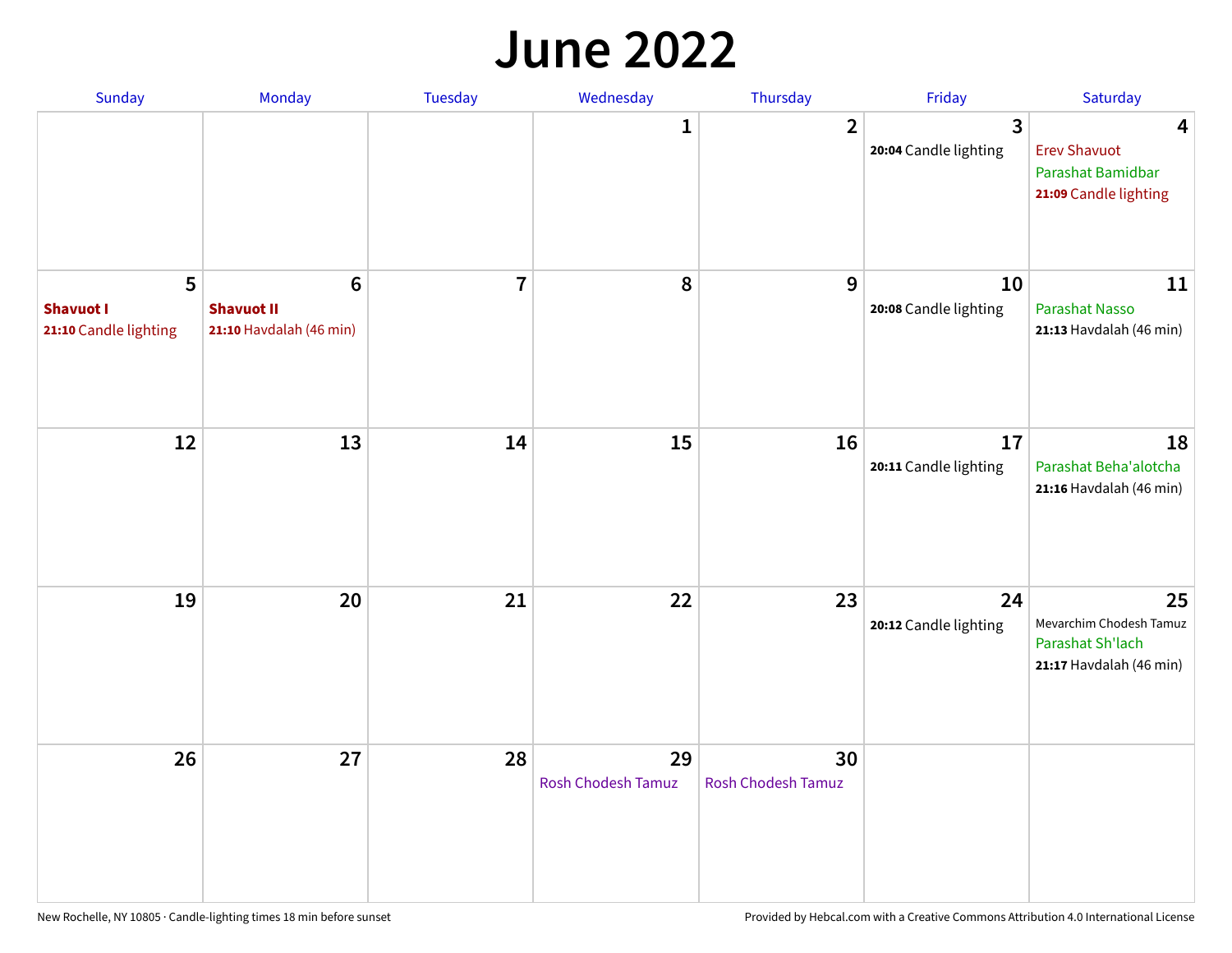# June 2022

| Sunday | Monday | Tuesday | Wednesday | Thursday | Friday | Saturday |
|---|---|---|---|---|---|---|
| | | | 1 | 2 | 3<br>**20:04** Candle lighting | 4<br>Erev Shavuot<br>Parashat Bamidbar<br>**21:09** Candle lighting |
| 5<br>**Shavuot I**<br>**21:10** Candle lighting | 6<br>**Shavuot II**<br>**21:10** Havdalah (46 min) | 7 | 8 | 9 | 10<br>**20:08** Candle lighting | 11<br>Parashat Nasso<br>**21:13** Havdalah (46 min) |
| 12 | 13 | 14 | 15 | 16 | 17<br>**20:11** Candle lighting | 18<br>Parashat Beha'alotcha<br>**21:16** Havdalah (46 min) |
| 19 | 20 | 21 | 22 | 23 | 24<br>**20:12** Candle lighting | 25<br>Mevarchim Chodesh Tamuz<br>Parashat Sh'lach<br>**21:17** Havdalah (46 min) |
| 26 | 27 | 28 | 29<br>Rosh Chodesh Tamuz | 30<br>Rosh Chodesh Tamuz | | |

New Rochelle, NY 10805 · Candle-lighting times 18 min before sunset

Provided by Hebcal.com with a Creative Commons Attribution 4.0 International License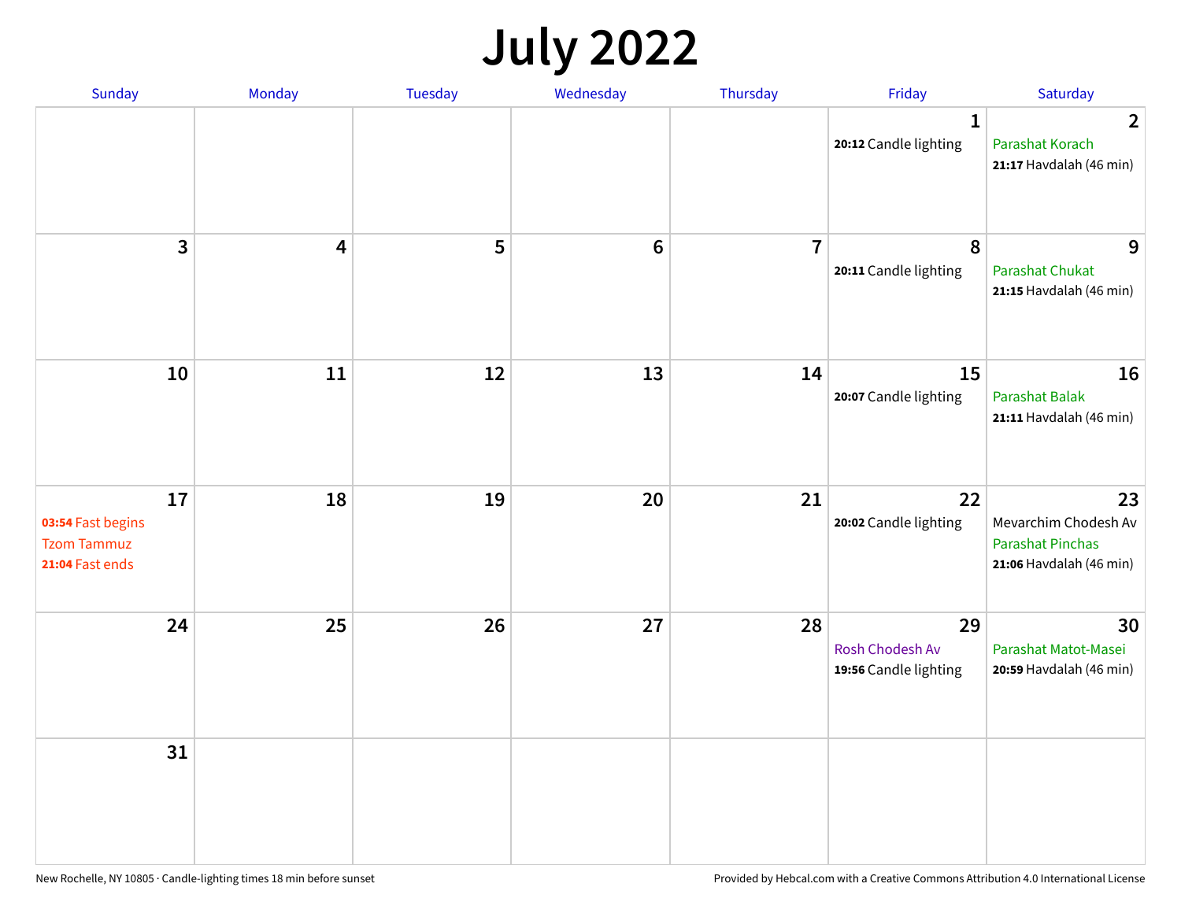# July 2022

| Sunday | Monday | Tuesday | Wednesday | Thursday | Friday | Saturday |
| --- | --- | --- | --- | --- | --- | --- |
| | | | | | **1**<br>**20:12** Candle lighting | **2**<br>Parashat Korach<br>**21:17** Havdalah (46 min) |
| **3** | **4** | **5** | **6** | **7** | **8**<br>**20:11** Candle lighting | **9**<br>Parashat Chukat<br>**21:15** Havdalah (46 min) |
| **10** | **11** | **12** | **13** | **14** | **15**<br>**20:07** Candle lighting | **16**<br>Parashat Balak<br>**21:11** Havdalah (46 min) |
| **17**<br>**03:54** Fast begins<br>Tzom Tammuz<br>**21:04** Fast ends | **18** | **19** | **20** | **21** | **22**<br>**20:02** Candle lighting | **23**<br>Mevarchim Chodesh Av<br>Parashat Pinchas<br>**21:06** Havdalah (46 min) |
| **24** | **25** | **26** | **27** | **28** | **29**<br>Rosh Chodesh Av<br>**19:56** Candle lighting | **30**<br>Parashat Matot-Masei<br>**20:59** Havdalah (46 min) |
| **31** | | | | | | |

New Rochelle, NY 10805 · Candle-lighting times 18 min before sunset

Provided by Hebcal.com with a Creative Commons Attribution 4.0 International License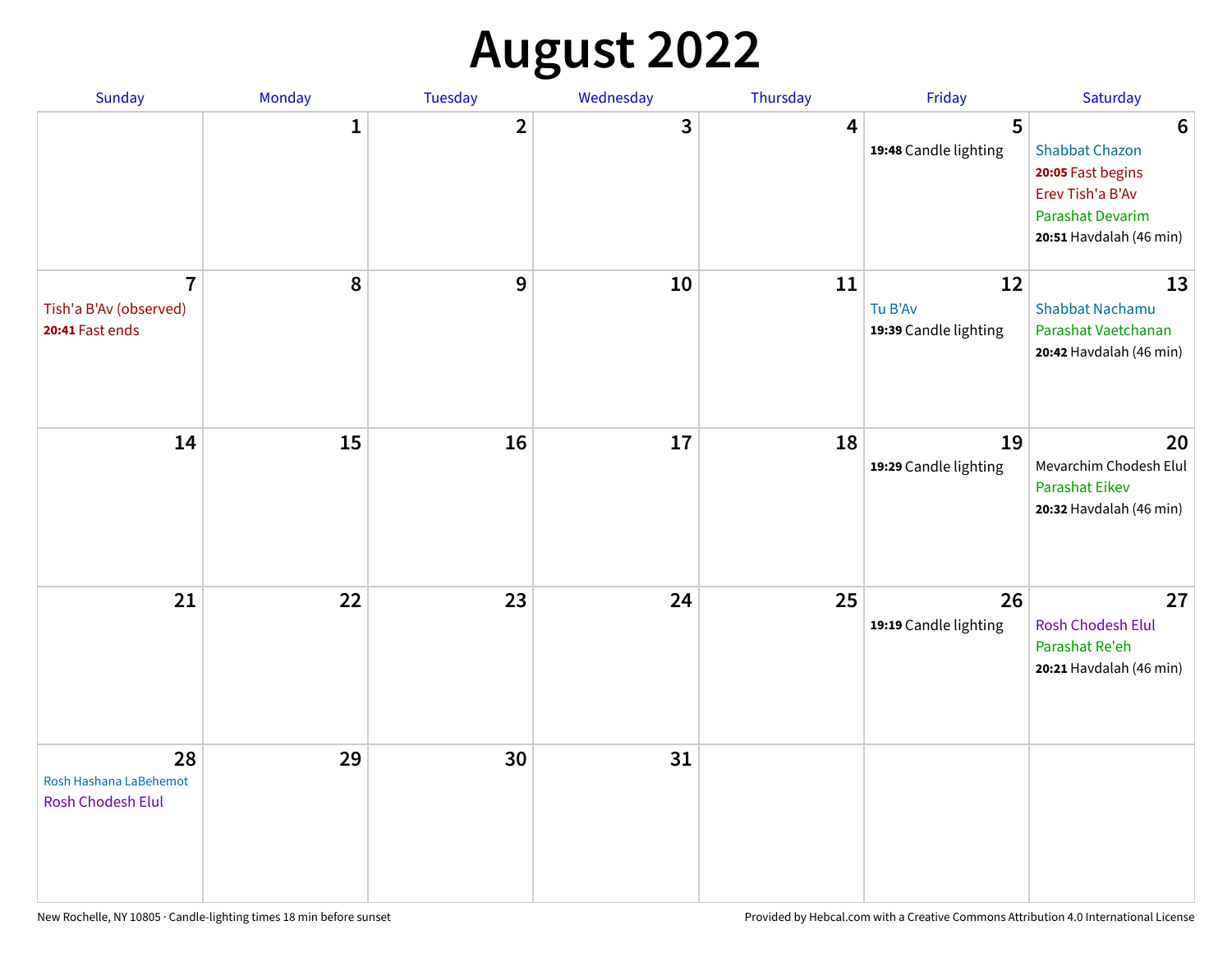# August 2022

| Sunday | Monday | Tuesday | Wednesday | Thursday | Friday | Saturday |
|---|---|---|---|---|---|---|
| | 1 | 2 | 3 | 4 | 5<br>**19:48** Candle lighting | 6<br>Shabbat Chazon<br>**20:05** Fast begins<br>Erev Tish'a B'Av<br>Parashat Devarim<br>**20:51** Havdalah (46 min) |
| 7<br>Tish'a B'Av (observed)<br>**20:41** Fast ends | 8 | 9 | 10 | 11 | 12<br>Tu B'Av<br>**19:39** Candle lighting | 13<br>Shabbat Nachamu<br>Parashat Vaetchanan<br>**20:42** Havdalah (46 min) |
| 14 | 15 | 16 | 17 | 18 | 19<br>**19:29** Candle lighting | 20<br>Mevarchim Chodesh Elul<br>Parashat Eikev<br>**20:32** Havdalah (46 min) |
| 21 | 22 | 23 | 24 | 25 | 26<br>**19:19** Candle lighting | 27<br>Rosh Chodesh Elul<br>Parashat Re'eh<br>**20:21** Havdalah (46 min) |
| 28<br>Rosh Hashana LaBehemot<br>Rosh Chodesh Elul | 29 | 30 | 31 | | | |

New Rochelle, NY 10805 · Candle-lighting times 18 min before sunset

Provided by Hebcal.com with a Creative Commons Attribution 4.0 International License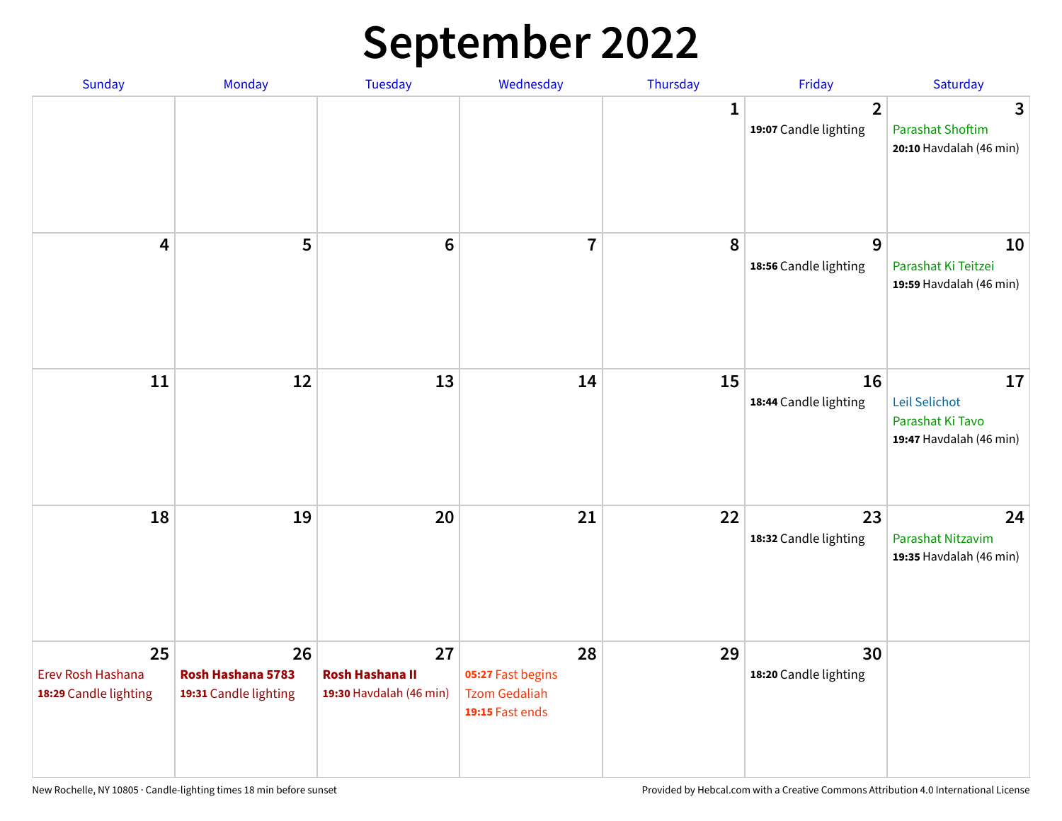# September 2022

| Sunday | Monday | Tuesday | Wednesday | Thursday | Friday | Saturday |
|---|---|---|---|---|---|---|
| | | | | 1 | 2<br>**19:07** Candle lighting | 3<br>Parashat Shoftim<br>**20:10** Havdalah (46 min) |
| 4 | 5 | 6 | 7 | 8 | 9<br>**18:56** Candle lighting | 10<br>Parashat Ki Teitzei<br>**19:59** Havdalah (46 min) |
| 11 | 12 | 13 | 14 | 15 | 16<br>**18:44** Candle lighting | 17<br>Leil Selichot<br>Parashat Ki Tavo<br>**19:47** Havdalah (46 min) |
| 18 | 19 | 20 | 21 | 22 | 23<br>**18:32** Candle lighting | 24<br>Parashat Nitzavim<br>**19:35** Havdalah (46 min) |
| 25<br>Erev Rosh Hashana<br>**18:29** Candle lighting | 26<br>**Rosh Hashana 5783**<br>**19:31** Candle lighting | 27<br>**Rosh Hashana II**<br>**19:30** Havdalah (46 min) | 28<br>**05:27** Fast begins<br>Tzom Gedaliah<br>**19:15** Fast ends | 29 | 30<br>**18:20** Candle lighting | |

New Rochelle, NY 10805 · Candle-lighting times 18 min before sunset

Provided by Hebcal.com with a Creative Commons Attribution 4.0 International License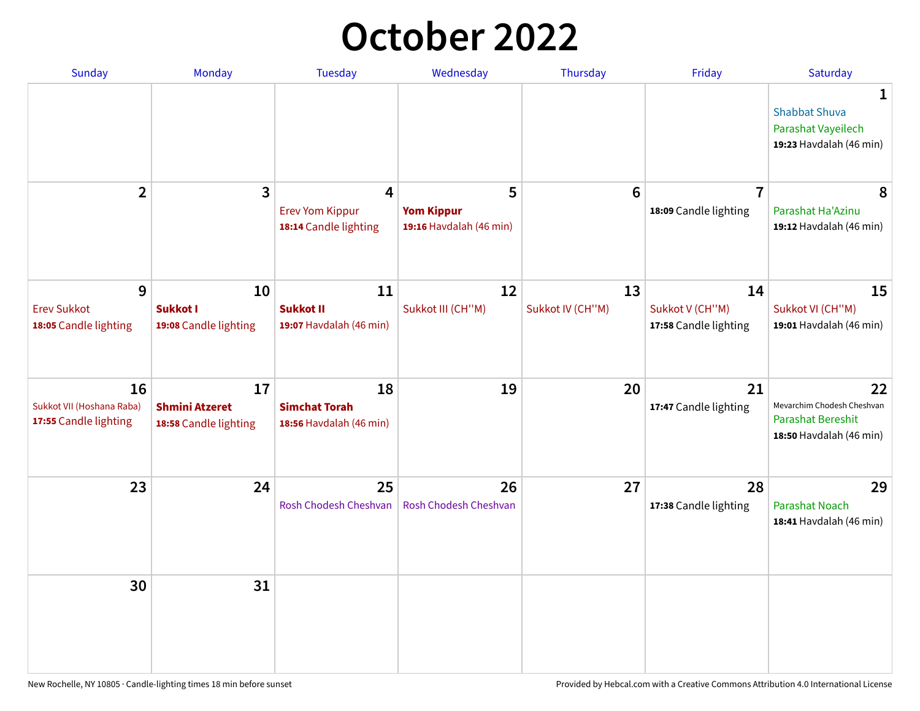# October 2022

| Sunday | Monday | Tuesday | Wednesday | Thursday | Friday | Saturday |
|---|---|---|---|---|---|---|
| | | | | | | **1** Shabbat Shuva Parashat Vayeilech **19:23** Havdalah (46 min) |
| **2** | **3** | **4** Erev Yom Kippur **18:14** Candle lighting | **5** **Yom Kippur** **19:16** Havdalah (46 min) | **6** | **7** **18:09** Candle lighting | **8** Parashat Ha'Azinu **19:12** Havdalah (46 min) |
| **9** Erev Sukkot **18:05** Candle lighting | **10** **Sukkot I** **19:08** Candle lighting | **11** **Sukkot II** **19:07** Havdalah (46 min) | **12** Sukkot III (CH''M) | **13** Sukkot IV (CH''M) | **14** Sukkot V (CH''M) **17:58** Candle lighting | **15** Sukkot VI (CH''M) **19:01** Havdalah (46 min) |
| **16** Sukkot VII (Hoshana Raba) **17:55** Candle lighting | **17** **Shmini Atzeret** **18:58** Candle lighting | **18** **Simchat Torah** **18:56** Havdalah (46 min) | **19** | **20** | **21** **17:47** Candle lighting | **22** Mevarchim Chodesh Cheshvan Parashat Bereshit **18:50** Havdalah (46 min) |
| **23** | **24** | **25** Rosh Chodesh Cheshvan | **26** Rosh Chodesh Cheshvan | **27** | **28** **17:38** Candle lighting | **29** Parashat Noach **18:41** Havdalah (46 min) |
| **30** | **31** | | | | | |

New Rochelle, NY 10805 · Candle-lighting times 18 min before sunset

Provided by Hebcal.com with a Creative Commons Attribution 4.0 International License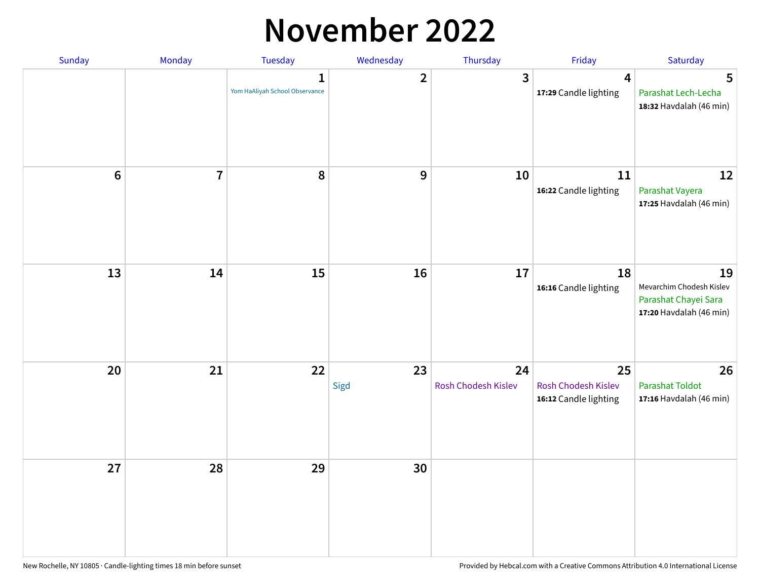# November 2022

| Sunday | Monday | Tuesday | Wednesday | Thursday | Friday | Saturday |
|---|---|---|---|---|---|---|
| | | **1** Yom HaAliyah School Observance | **2** | **3** | **4** **17:29** Candle lighting | **5** Parashat Lech-Lecha **18:32** Havdalah (46 min) |
| **6** | **7** | **8** | **9** | **10** | **11** **16:22** Candle lighting | **12** Parashat Vayera **17:25** Havdalah (46 min) |
| **13** | **14** | **15** | **16** | **17** | **18** **16:16** Candle lighting | **19** Mevarchim Chodesh Kislev Parashat Chayei Sara **17:20** Havdalah (46 min) |
| **20** | **21** | **22** | **23** Sigd | **24** Rosh Chodesh Kislev | **25** Rosh Chodesh Kislev **16:12** Candle lighting | **26** Parashat Toldot **17:16** Havdalah (46 min) |
| **27** | **28** | **29** | **30** | | | |

New Rochelle, NY 10805 · Candle-lighting times 18 min before sunset

Provided by Hebcal.com with a Creative Commons Attribution 4.0 International License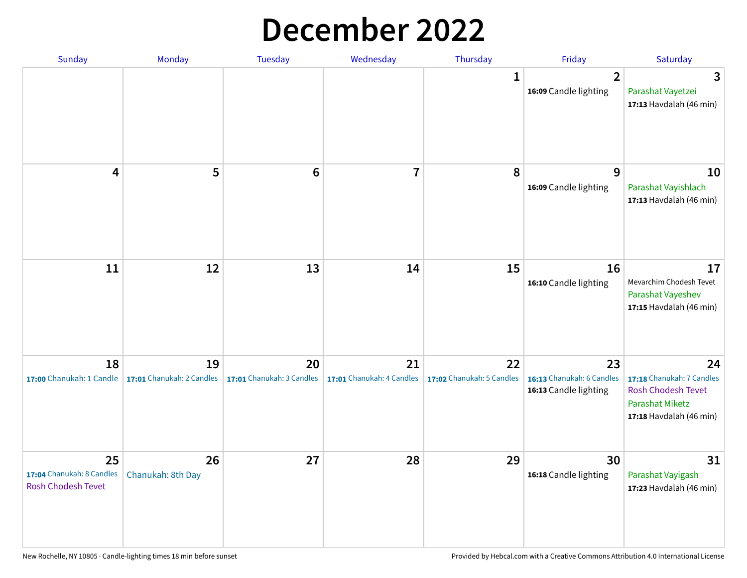# December 2022

| Sunday | Monday | Tuesday | Wednesday | Thursday | Friday | Saturday |
|---|---|---|---|---|---|---|
| | | | | 1 | 2<br>**16:09** Candle lighting | 3<br>Parashat Vayetzei<br>**17:13** Havdalah (46 min) |
| 4 | 5 | 6 | 7 | 8 | 9<br>**16:09** Candle lighting | 10<br>Parashat Vayishlach<br>**17:13** Havdalah (46 min) |
| 11 | 12 | 13 | 14 | 15 | 16<br>**16:10** Candle lighting | 17<br>Mevarchim Chodesh Tevet<br>Parashat Vayeshev<br>**17:15** Havdalah (46 min) |
| 18<br>**17:00** Chanukah: 1 Candle | 19<br>**17:01** Chanukah: 2 Candles | 20<br>**17:01** Chanukah: 3 Candles | 21<br>**17:01** Chanukah: 4 Candles | 22<br>**17:02** Chanukah: 5 Candles | 23<br>**16:13** Chanukah: 6 Candles<br>**16:13** Candle lighting | 24<br>**17:18** Chanukah: 7 Candles<br>Rosh Chodesh Tevet<br>Parashat Miketz<br>**17:18** Havdalah (46 min) |
| 25<br>**17:04** Chanukah: 8 Candles<br>Rosh Chodesh Tevet | 26<br>Chanukah: 8th Day | 27 | 28 | 29 | 30<br>**16:18** Candle lighting | 31<br>Parashat Vayigash<br>**17:23** Havdalah (46 min) |

New Rochelle, NY 10805 · Candle-lighting times 18 min before sunset

Provided by Hebcal.com with a Creative Commons Attribution 4.0 International License